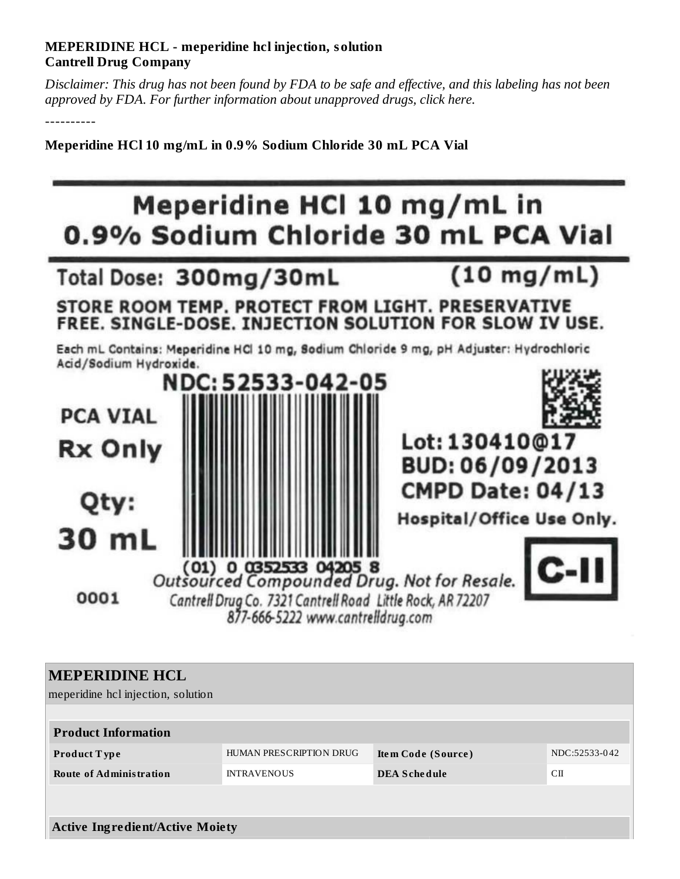**MEPERIDINE HCL - meperidine hcl injection, solution**
**Cantrell Drug Company**

*Disclaimer: This drug has not been found by FDA to be safe and effective, and this labeling has not been approved by FDA. For further information about unapproved drugs, click here.*

----------

**Meperidine HCl 10 mg/mL in 0.9% Sodium Chloride 30 mL PCA Vial**

# Meperidine HCl 10 mg/mL in 0.9% Sodium Chloride 30 mL PCA Vial

Total Dose: 300mg/30mL (10 mg/mL)

STORE ROOM TEMP. PROTECT FROM LIGHT. PRESERVATIVE FREE. SINGLE-DOSE. INJECTION SOLUTION FOR SLOW IV USE.

Each mL Contains: Meperidine HCl 10 mg, Sodium Chloride 9 mg, pH Adjuster: Hydrochloric Acid/Sodium Hydroxide.

NDC: 52533-042-05

PCA VIAL

Rx Only

Qty:

30 mL

0001

(01) 0 0352533 04205 8

Lot: 130410@17

BUD: 06/09/2013

CMPD Date: 04/13

Hospital/Office Use Only.

C-II

*Outsourced Compounded Drug. Not for Resale.*

Cantrell Drug Co. 7321 Cantrell Road Little Rock, AR 72207

877-666-5222 www.cantrelldrug.com

| **MEPERIDINE HCL** | | | |
|---|---|---|---|
| meperidine hcl injection, solution | | | |
| **Product Information** | | | |
| **Product Type** | HUMAN PRESCRIPTION DRUG | **Item Code (Source)** | NDC:52533-042 |
| **Route of Administration** | INTRAVENOUS | **DEA Schedule** | CII |

**Active Ingredient/Active Moiety**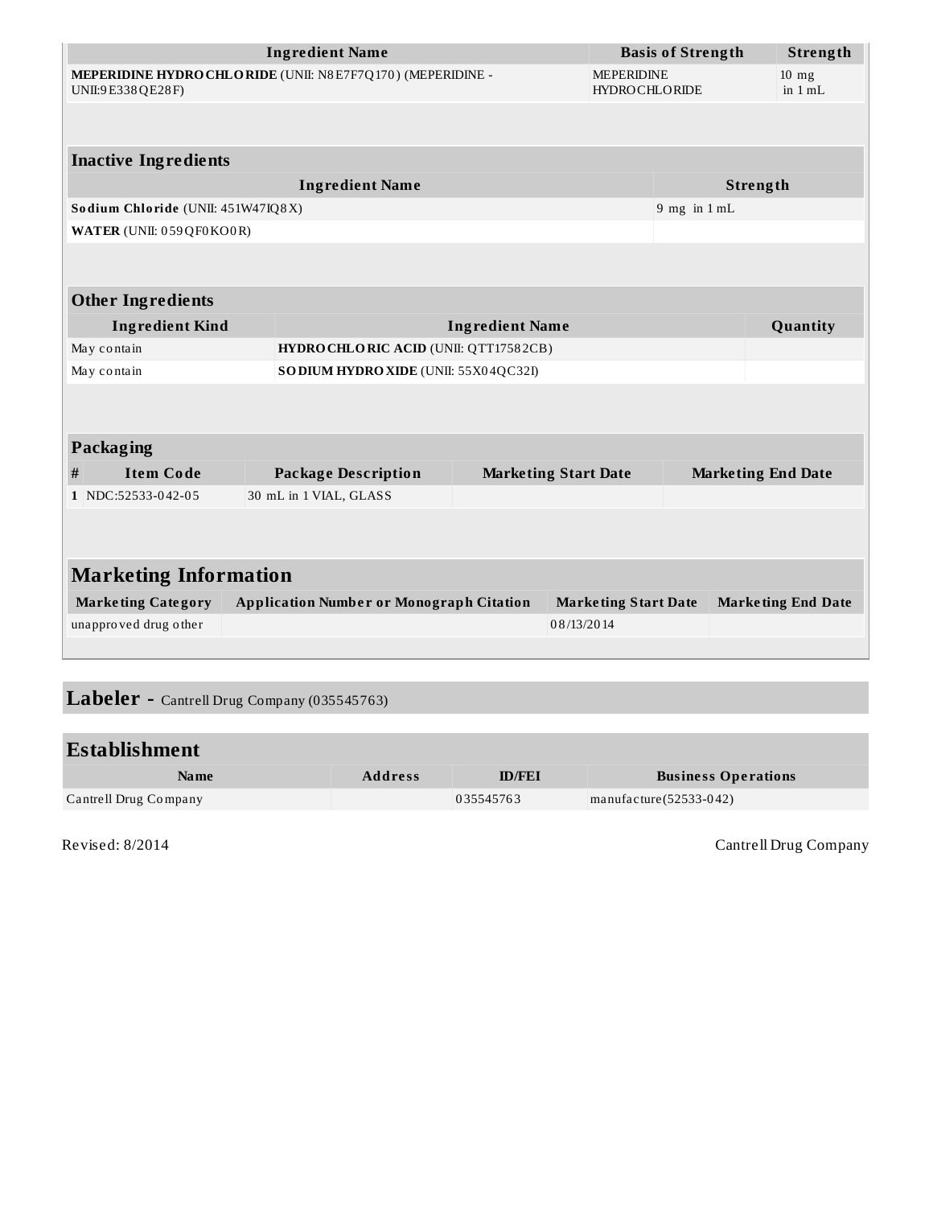| Ingredient Name | Basis of Strength | Strength |
|---|---|---|
| **MEPERIDINE HYDROCHLORIDE** (UNII: N8E7F7Q170) (MEPERIDINE - UNII:9E338QE28F) | MEPERIDINE HYDROCHLORIDE | 10 mg in 1 mL |

### Inactive Ingredients

| Ingredient Name | Strength |
|---|---|
| **Sodium Chloride** (UNII: 451W47IQ8X) | 9 mg in 1 mL |
| **WATER** (UNII: 059QF0KO0R) | |

### Other Ingredients

| Ingredient Kind | Ingredient Name | Quantity |
|---|---|---|
| May contain | **HYDROCHLORIC ACID** (UNII: QTT17582CB) | |
| May contain | **SODIUM HYDROXIDE** (UNII: 55X04QC32I) | |

### Packaging

| # | Item Code | Package Description | Marketing Start Date | Marketing End Date |
|---|---|---|---|---|
| 1 | NDC:52533-042-05 | 30 mL in 1 VIAL, GLASS | | |

## Marketing Information

| Marketing Category | Application Number or Monograph Citation | Marketing Start Date | Marketing End Date |
|---|---|---|---|
| unapproved drug other | | 08/13/2014 | |

## Labeler - Cantrell Drug Company (035545763)

## Establishment

| Name | Address | ID/FEI | Business Operations |
|---|---|---|---|
| Cantrell Drug Company | | 035545763 | manufacture(52533-042) |

Revised: 8/2014

Cantrell Drug Company